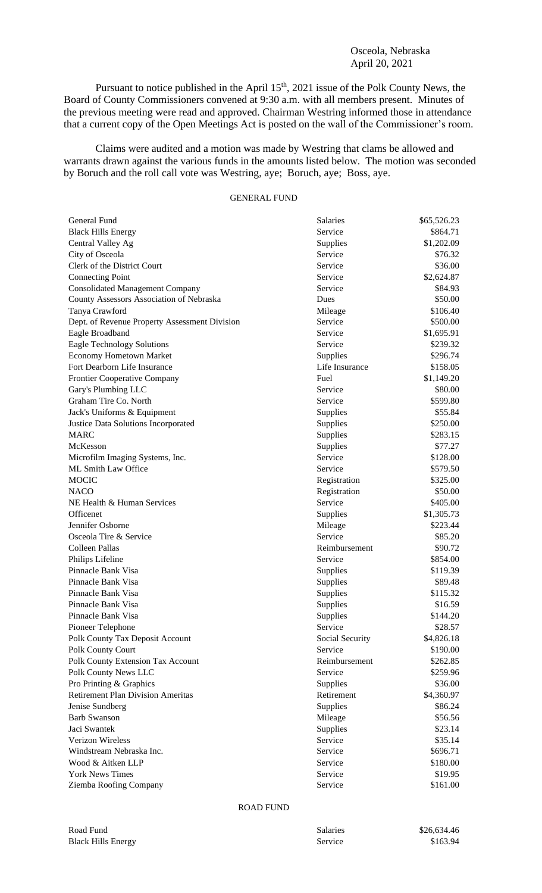Osceola, Nebraska
April 20, 2021

Pursuant to notice published in the April 15th, 2021 issue of the Polk County News, the Board of County Commissioners convened at 9:30 a.m. with all members present. Minutes of the previous meeting were read and approved. Chairman Westring informed those in attendance that a current copy of the Open Meetings Act is posted on the wall of the Commissioner's room.

Claims were audited and a motion was made by Westring that clams be allowed and warrants drawn against the various funds in the amounts listed below. The motion was seconded by Boruch and the roll call vote was Westring, aye; Boruch, aye; Boss, aye.

GENERAL FUND

| | | |
|---|---|---|
| General Fund | Salaries | $65,526.23 |
| Black Hills Energy | Service | $864.71 |
| Central Valley Ag | Supplies | $1,202.09 |
| City of Osceola | Service | $76.32 |
| Clerk of the District Court | Service | $36.00 |
| Connecting Point | Service | $2,624.87 |
| Consolidated Management Company | Service | $84.93 |
| County Assessors Association of Nebraska | Dues | $50.00 |
| Tanya Crawford | Mileage | $106.40 |
| Dept. of Revenue Property Assessment Division | Service | $500.00 |
| Eagle Broadband | Service | $1,695.91 |
| Eagle Technology Solutions | Service | $239.32 |
| Economy Hometown Market | Supplies | $296.74 |
| Fort Dearborn Life Insurance | Life Insurance | $158.05 |
| Frontier Cooperative Company | Fuel | $1,149.20 |
| Gary's Plumbing LLC | Service | $80.00 |
| Graham Tire Co. North | Service | $599.80 |
| Jack's Uniforms & Equipment | Supplies | $55.84 |
| Justice Data Solutions Incorporated | Supplies | $250.00 |
| MARC | Supplies | $283.15 |
| McKesson | Supplies | $77.27 |
| Microfilm Imaging Systems, Inc. | Service | $128.00 |
| ML Smith Law Office | Service | $579.50 |
| MOCIC | Registration | $325.00 |
| NACO | Registration | $50.00 |
| NE Health & Human Services | Service | $405.00 |
| Officenet | Supplies | $1,305.73 |
| Jennifer Osborne | Mileage | $223.44 |
| Osceola Tire & Service | Service | $85.20 |
| Colleen Pallas | Reimbursement | $90.72 |
| Philips Lifeline | Service | $854.00 |
| Pinnacle Bank Visa | Supplies | $119.39 |
| Pinnacle Bank Visa | Supplies | $89.48 |
| Pinnacle Bank Visa | Supplies | $115.32 |
| Pinnacle Bank Visa | Supplies | $16.59 |
| Pinnacle Bank Visa | Supplies | $144.20 |
| Pioneer Telephone | Service | $28.57 |
| Polk County Tax Deposit Account | Social Security | $4,826.18 |
| Polk County Court | Service | $190.00 |
| Polk County Extension Tax Account | Reimbursement | $262.85 |
| Polk County News LLC | Service | $259.96 |
| Pro Printing & Graphics | Supplies | $36.00 |
| Retirement Plan Division Ameritas | Retirement | $4,360.97 |
| Jenise Sundberg | Supplies | $86.24 |
| Barb Swanson | Mileage | $56.56 |
| Jaci Swantek | Supplies | $23.14 |
| Verizon Wireless | Service | $35.14 |
| Windstream Nebraska Inc. | Service | $696.71 |
| Wood & Aitken LLP | Service | $180.00 |
| York News Times | Service | $19.95 |
| Ziemba Roofing Company | Service | $161.00 |

ROAD FUND

| | | |
|---|---|---|
| Road Fund | Salaries | $26,634.46 |
| Black Hills Energy | Service | $163.94 |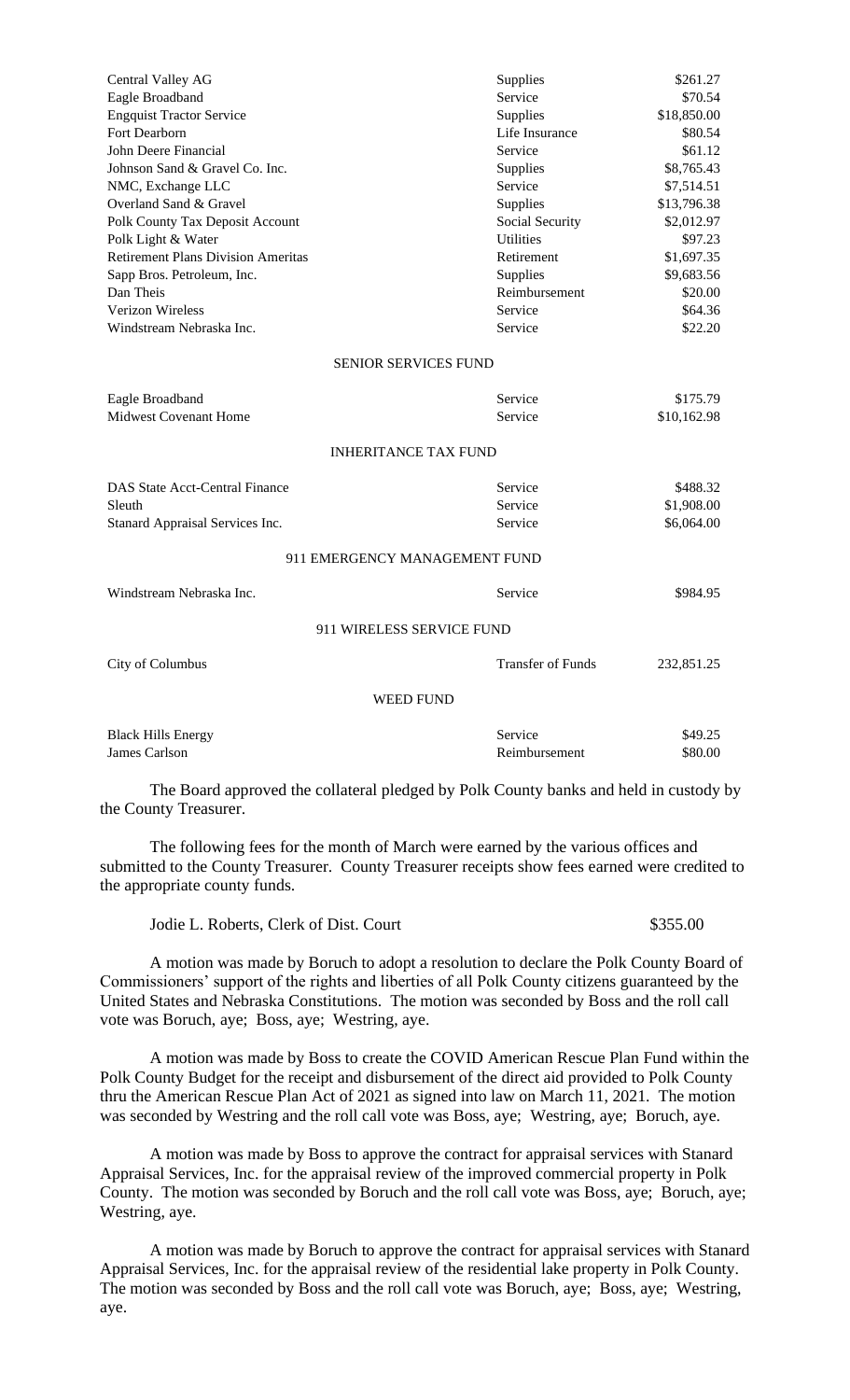| | | |
|---|---|---|
| Central Valley AG | Supplies | \$261.27 |
| Eagle Broadband | Service | \$70.54 |
| Engquist Tractor Service | Supplies | \$18,850.00 |
| Fort Dearborn | Life Insurance | \$80.54 |
| John Deere Financial | Service | \$61.12 |
| Johnson Sand & Gravel Co. Inc. | Supplies | \$8,765.43 |
| NMC, Exchange LLC | Service | \$7,514.51 |
| Overland Sand & Gravel | Supplies | \$13,796.38 |
| Polk County Tax Deposit Account | Social Security | \$2,012.97 |
| Polk Light & Water | Utilities | \$97.23 |
| Retirement Plans Division Ameritas | Retirement | \$1,697.35 |
| Sapp Bros. Petroleum, Inc. | Supplies | \$9,683.56 |
| Dan Theis | Reimbursement | \$20.00 |
| Verizon Wireless | Service | \$64.36 |
| Windstream Nebraska Inc. | Service | \$22.20 |

SENIOR SERVICES FUND

| | | |
|---|---|---|
| Eagle Broadband | Service | \$175.79 |
| Midwest Covenant Home | Service | \$10,162.98 |

INHERITANCE TAX FUND

| | | |
|---|---|---|
| DAS State Acct-Central Finance | Service | \$488.32 |
| Sleuth | Service | \$1,908.00 |
| Stanard Appraisal Services Inc. | Service | \$6,064.00 |

911 EMERGENCY MANAGEMENT FUND

| | | |
|---|---|---|
| Windstream Nebraska Inc. | Service | \$984.95 |

911 WIRELESS SERVICE FUND

| | | |
|---|---|---|
| City of Columbus | Transfer of Funds | 232,851.25 |

WEED FUND

| | | |
|---|---|---|
| Black Hills Energy | Service | \$49.25 |
| James Carlson | Reimbursement | \$80.00 |

The Board approved the collateral pledged by Polk County banks and held in custody by the County Treasurer.

The following fees for the month of March were earned by the various offices and submitted to the County Treasurer. County Treasurer receipts show fees earned were credited to the appropriate county funds.

Jodie L. Roberts, Clerk of Dist. Court $355.00

A motion was made by Boruch to adopt a resolution to declare the Polk County Board of Commissioners' support of the rights and liberties of all Polk County citizens guaranteed by the United States and Nebraska Constitutions. The motion was seconded by Boss and the roll call vote was Boruch, aye; Boss, aye; Westring, aye.

A motion was made by Boss to create the COVID American Rescue Plan Fund within the Polk County Budget for the receipt and disbursement of the direct aid provided to Polk County thru the American Rescue Plan Act of 2021 as signed into law on March 11, 2021. The motion was seconded by Westring and the roll call vote was Boss, aye; Westring, aye; Boruch, aye.

A motion was made by Boss to approve the contract for appraisal services with Stanard Appraisal Services, Inc. for the appraisal review of the improved commercial property in Polk County. The motion was seconded by Boruch and the roll call vote was Boss, aye; Boruch, aye; Westring, aye.

A motion was made by Boruch to approve the contract for appraisal services with Stanard Appraisal Services, Inc. for the appraisal review of the residential lake property in Polk County. The motion was seconded by Boss and the roll call vote was Boruch, aye; Boss, aye; Westring, aye.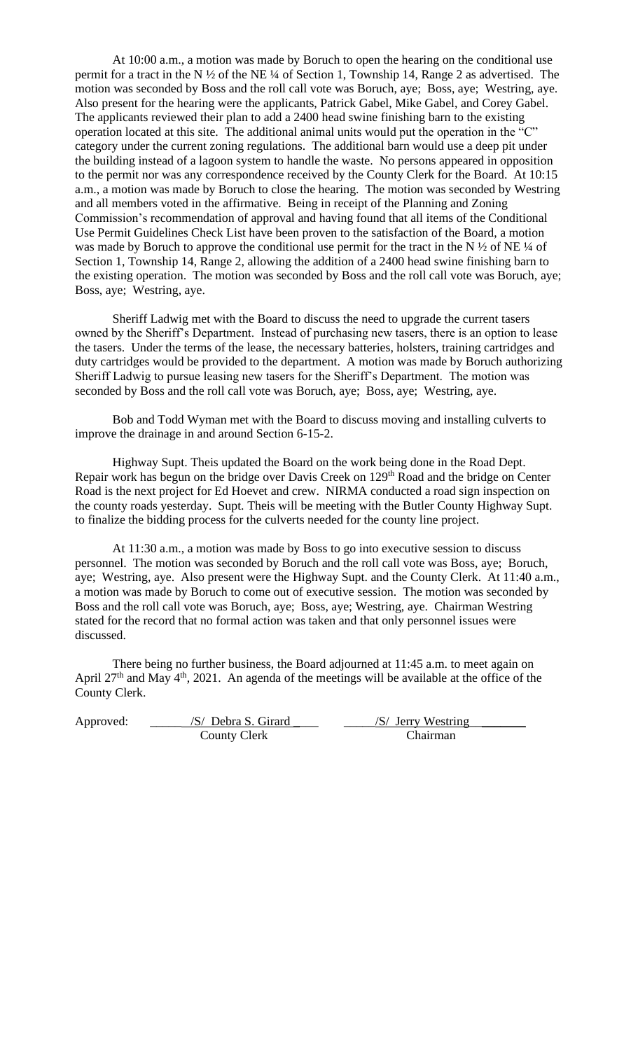At 10:00 a.m., a motion was made by Boruch to open the hearing on the conditional use permit for a tract in the N ½ of the NE ¼ of Section 1, Township 14, Range 2 as advertised. The motion was seconded by Boss and the roll call vote was Boruch, aye; Boss, aye; Westring, aye. Also present for the hearing were the applicants, Patrick Gabel, Mike Gabel, and Corey Gabel. The applicants reviewed their plan to add a 2400 head swine finishing barn to the existing operation located at this site. The additional animal units would put the operation in the "C" category under the current zoning regulations. The additional barn would use a deep pit under the building instead of a lagoon system to handle the waste. No persons appeared in opposition to the permit nor was any correspondence received by the County Clerk for the Board. At 10:15 a.m., a motion was made by Boruch to close the hearing. The motion was seconded by Westring and all members voted in the affirmative. Being in receipt of the Planning and Zoning Commission's recommendation of approval and having found that all items of the Conditional Use Permit Guidelines Check List have been proven to the satisfaction of the Board, a motion was made by Boruch to approve the conditional use permit for the tract in the N ½ of NE ¼ of Section 1, Township 14, Range 2, allowing the addition of a 2400 head swine finishing barn to the existing operation. The motion was seconded by Boss and the roll call vote was Boruch, aye; Boss, aye; Westring, aye.

Sheriff Ladwig met with the Board to discuss the need to upgrade the current tasers owned by the Sheriff's Department. Instead of purchasing new tasers, there is an option to lease the tasers. Under the terms of the lease, the necessary batteries, holsters, training cartridges and duty cartridges would be provided to the department. A motion was made by Boruch authorizing Sheriff Ladwig to pursue leasing new tasers for the Sheriff's Department. The motion was seconded by Boss and the roll call vote was Boruch, aye; Boss, aye; Westring, aye.

Bob and Todd Wyman met with the Board to discuss moving and installing culverts to improve the drainage in and around Section 6-15-2.

Highway Supt. Theis updated the Board on the work being done in the Road Dept. Repair work has begun on the bridge over Davis Creek on 129th Road and the bridge on Center Road is the next project for Ed Hoevet and crew. NIRMA conducted a road sign inspection on the county roads yesterday. Supt. Theis will be meeting with the Butler County Highway Supt. to finalize the bidding process for the culverts needed for the county line project.

At 11:30 a.m., a motion was made by Boss to go into executive session to discuss personnel. The motion was seconded by Boruch and the roll call vote was Boss, aye; Boruch, aye; Westring, aye. Also present were the Highway Supt. and the County Clerk. At 11:40 a.m., a motion was made by Boruch to come out of executive session. The motion was seconded by Boss and the roll call vote was Boruch, aye; Boss, aye; Westring, aye. Chairman Westring stated for the record that no formal action was taken and that only personnel issues were discussed.

There being no further business, the Board adjourned at 11:45 a.m. to meet again on April 27th and May 4th, 2021. An agenda of the meetings will be available at the office of the County Clerk.

Approved: /S/ Debra S. Girard — County Clerk

/S/ Jerry Westring — Chairman